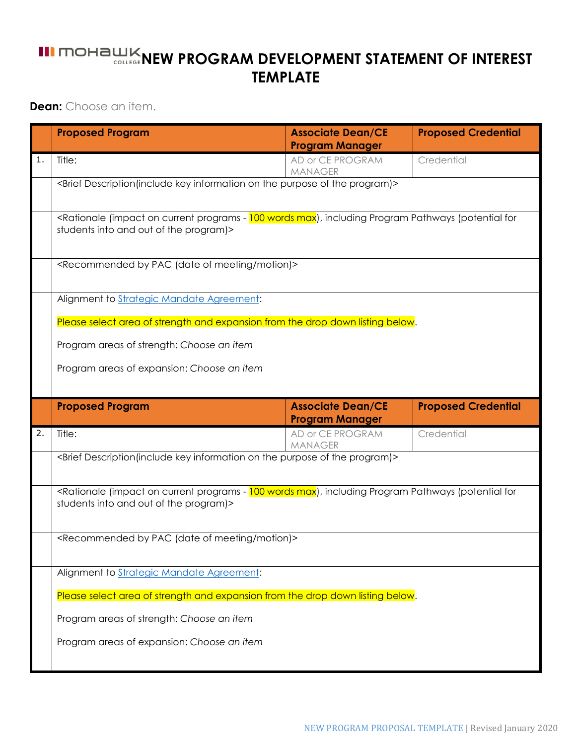# NEW PROGRAM DEVELOPMENT STATEMENT OF INTEREST TEMPLATE

**Dean:** Choose an item.

| | Proposed Program | Associate Dean/CE Program Manager | Proposed Credential |
|---|---|---|---|
| 1. | Title: | AD or CE PROGRAM MANAGER | Credential |
| | <Brief Description(include key information on the purpose of the program)> | | |
| | <Rationale (impact on current programs - 100 words max), including Program Pathways (potential for students into and out of the program)> | | |
| | <Recommended by PAC (date of meeting/motion)> | | |
| | Alignment to Strategic Mandate Agreement:<br><br>Please select area of strength and expansion from the drop down listing below.<br><br>Program areas of strength: *Choose an item*<br><br>Program areas of expansion: *Choose an item* | | |

| | Proposed Program | Associate Dean/CE Program Manager | Proposed Credential |
|---|---|---|---|
| 2. | Title: | AD or CE PROGRAM MANAGER | Credential |
| | <Brief Description(include key information on the purpose of the program)> | | |
| | <Rationale (impact on current programs - 100 words max), including Program Pathways (potential for students into and out of the program)> | | |
| | <Recommended by PAC (date of meeting/motion)> | | |
| | Alignment to Strategic Mandate Agreement:<br><br>Please select area of strength and expansion from the drop down listing below.<br><br>Program areas of strength: *Choose an item*<br><br>Program areas of expansion: *Choose an item* | | |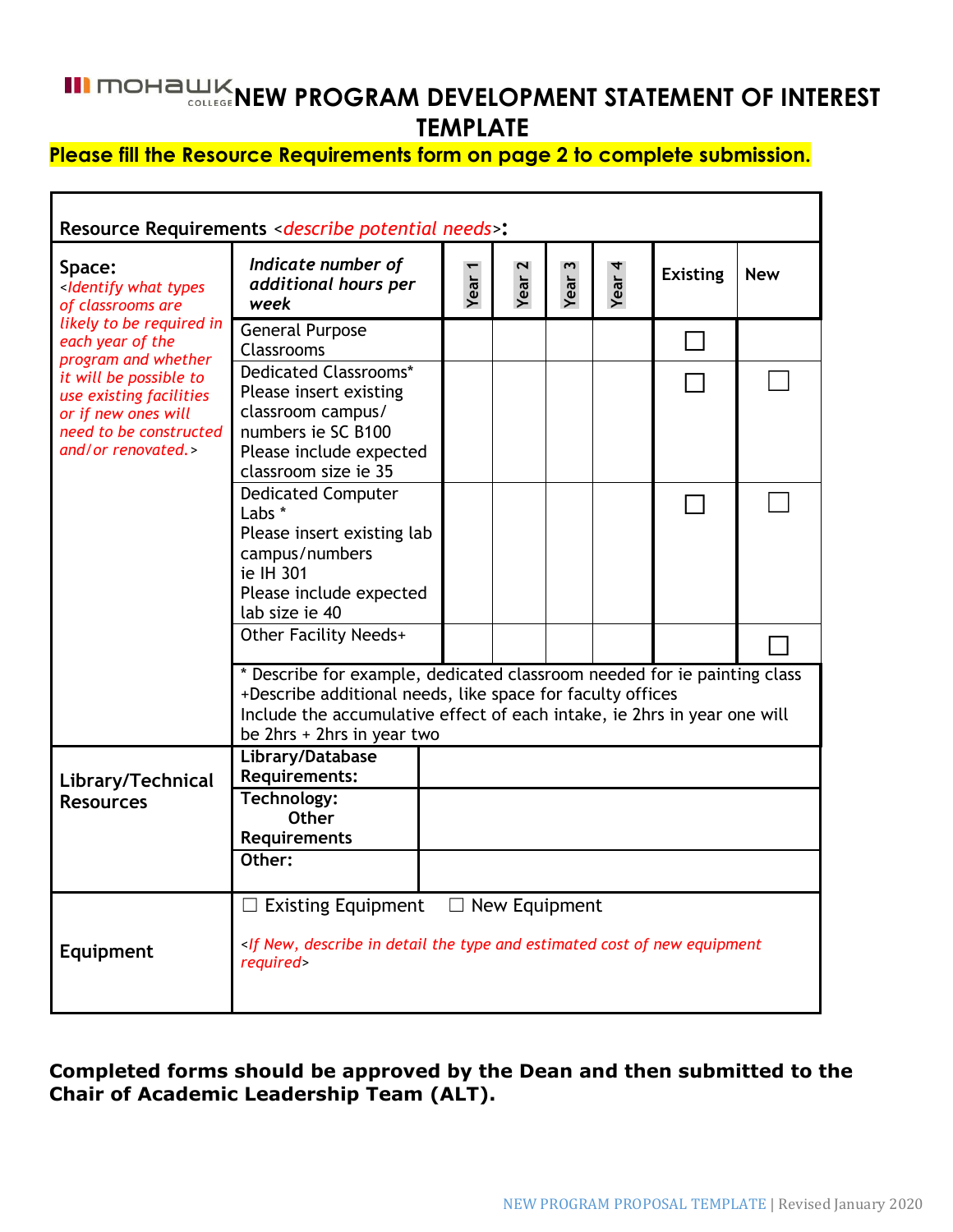# NEW PROGRAM DEVELOPMENT STATEMENT OF INTEREST TEMPLATE

**Please fill the Resource Requirements form on page 2 to complete submission.**

| Resource Requirements <*describe potential needs*>: | | | | | | | |
|---|---|---|---|---|---|---|---|
| **Space:** <*Identify what types of classrooms are likely to be required in each year of the program and whether it will be possible to use existing facilities or if new ones will need to be constructed and/or renovated.*> | ***Indicate number of additional hours per week*** | **Year 1** | **Year 2** | **Year 3** | **Year 4** | **Existing** | **New** |
| | General Purpose Classrooms | | | | | ☐ | |
| | Dedicated Classrooms* Please insert existing classroom campus/ numbers ie SC B100 Please include expected classroom size ie 35 | | | | | ☐ | ☐ |
| | Dedicated Computer Labs * Please insert existing lab campus/numbers ie IH 301 Please include expected lab size ie 40 | | | | | ☐ | ☐ |
| | Other Facility Needs+ | | | | | | ☐ |
| | * Describe for example, dedicated classroom needed for ie painting class +Describe additional needs, like space for faculty offices Include the accumulative effect of each intake, ie 2hrs in year one will be 2hrs + 2hrs in year two | | | | | | |
| **Library/Technical Resources** | **Library/Database Requirements:** | | | | | | |
| | **Technology: Other Requirements** | | | | | | |
| | **Other:** | | | | | | |
| **Equipment** | ☐ Existing Equipment ☐ New Equipment <*If New, describe in detail the type and estimated cost of new equipment required*> | | | | | | |

**Completed forms should be approved by the Dean and then submitted to the Chair of Academic Leadership Team (ALT).**